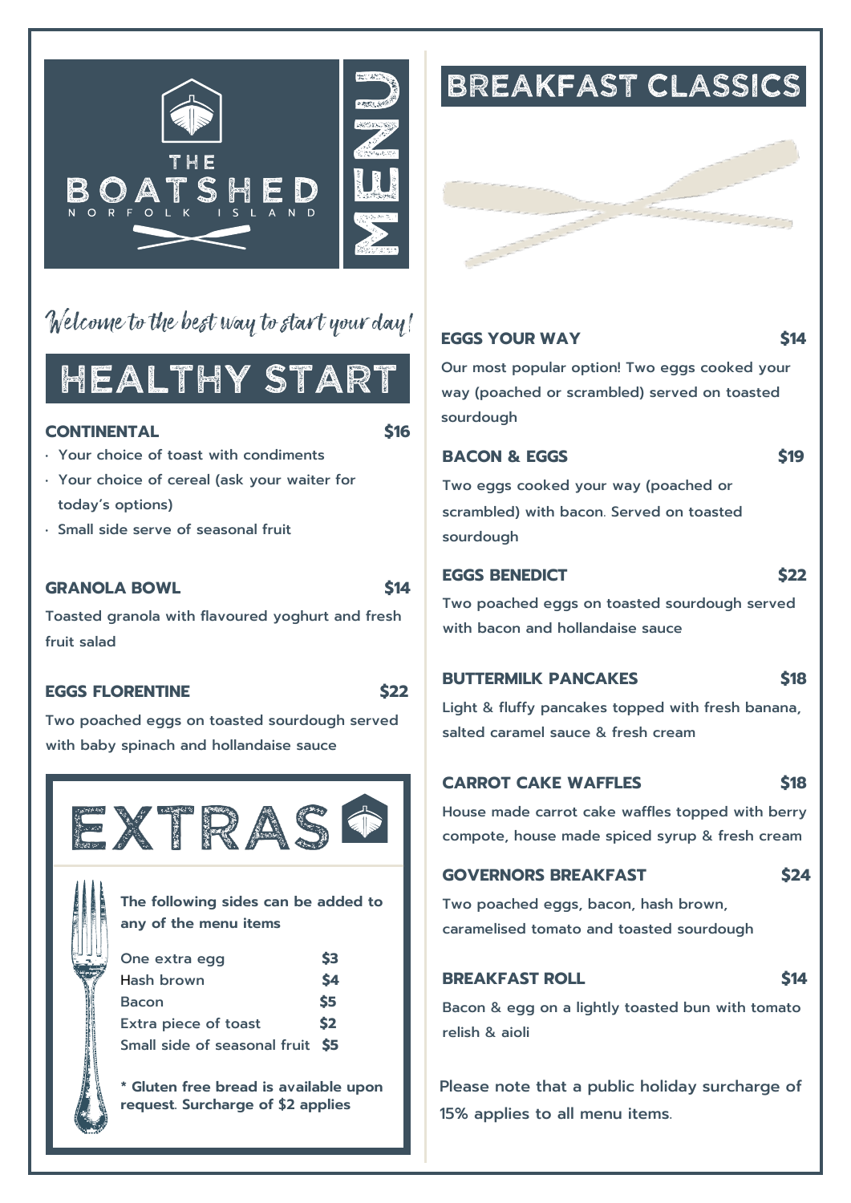# THE BOATSHED

NORFOLK ISLAND

MENU

*Welcome to the best way to start your day!*

## HEALTHY START

### CONTINENTAL — $16

- Your choice of toast with condiments
- Your choice of cereal (ask your waiter for today's options)
- Small side serve of seasonal fruit

### GRANOLA BOWL — $14

Toasted granola with flavoured yoghurt and fresh fruit salad

### EGGS FLORENTINE — $22

Two poached eggs on toasted sourdough served with baby spinach and hollandaise sauce

## EXTRAS

**The following sides can be added to any of the menu items**

| Item | Price |
| --- | --- |
| One extra egg | $3 |
| Hash brown | $4 |
| Bacon | $5 |
| Extra piece of toast | $2 |
| Small side of seasonal fruit | $5 |

**\* Gluten free bread is available upon request. Surcharge of $2 applies**

## BREAKFAST CLASSICS

### EGGS YOUR WAY — $14

Our most popular option! Two eggs cooked your way (poached or scrambled) served on toasted sourdough

### BACON & EGGS — $19

Two eggs cooked your way (poached or scrambled) with bacon. Served on toasted sourdough

### EGGS BENEDICT — $22

Two poached eggs on toasted sourdough served with bacon and hollandaise sauce

### BUTTERMILK PANCAKES — $18

Light & fluffy pancakes topped with fresh banana, salted caramel sauce & fresh cream

### CARROT CAKE WAFFLES — $18

House made carrot cake waffles topped with berry compote, house made spiced syrup & fresh cream

### GOVERNORS BREAKFAST — $24

Two poached eggs, bacon, hash brown, caramelised tomato and toasted sourdough

### BREAKFAST ROLL — $14

Bacon & egg on a lightly toasted bun with tomato relish & aioli

Please note that a public holiday surcharge of 15% applies to all menu items.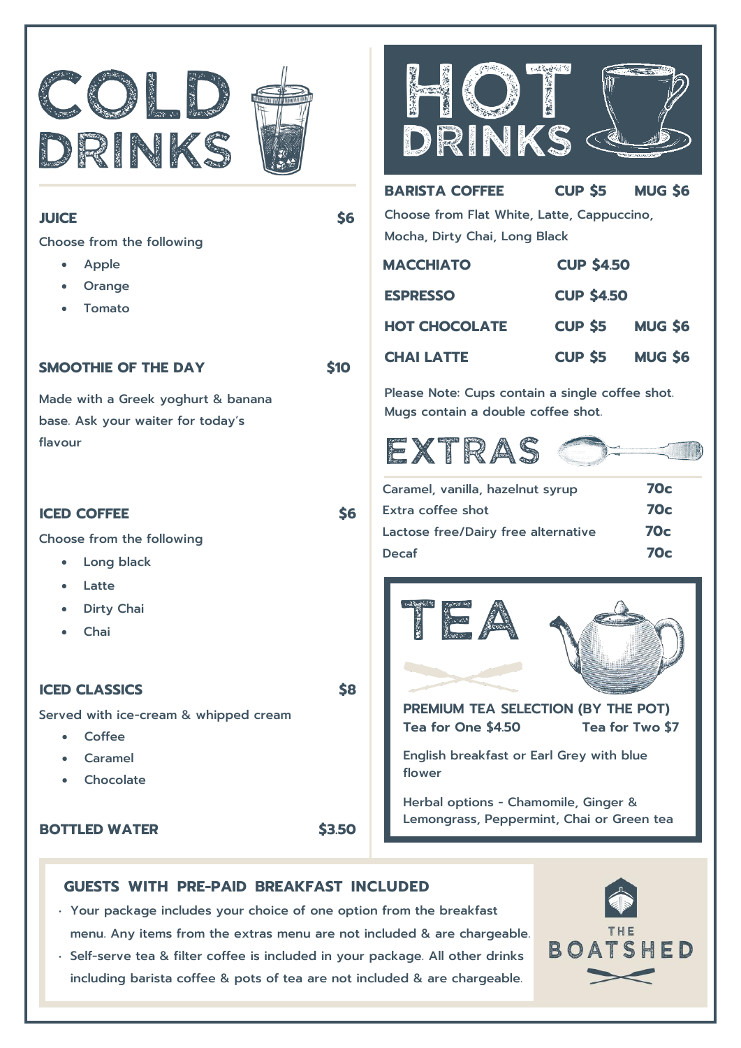# COLD DRINKS

**JUICE** **$6**

Choose from the following

- Apple
- Orange
- Tomato

**SMOOTHIE OF THE DAY** **$10**

Made with a Greek yoghurt & banana base. Ask your waiter for today's flavour

**ICED COFFEE** **$6**

Choose from the following

- Long black
- Latte
- Dirty Chai
- Chai

**ICED CLASSICS** **$8**

Served with ice-cream & whipped cream

- Coffee
- Caramel
- Chocolate

**BOTTLED WATER** **$3.50**

# HOT DRINKS

| | | |
|---|---|---|
| **BARISTA COFFEE** | **CUP $5** | **MUG $6** |

Choose from Flat White, Latte, Cappuccino, Mocha, Dirty Chai, Long Black

| | | |
|---|---|---|
| **MACCHIATO** | **CUP $4.50** | |
| **ESPRESSO** | **CUP $4.50** | |
| **HOT CHOCOLATE** | **CUP $5** | **MUG $6** |
| **CHAI LATTE** | **CUP $5** | **MUG $6** |

Please Note: Cups contain a single coffee shot. Mugs contain a double coffee shot.

# EXTRAS

| | |
|---|---|
| Caramel, vanilla, hazelnut syrup | **70c** |
| Extra coffee shot | **70c** |
| Lactose free/Dairy free alternative | **70c** |
| Decaf | **70c** |

# TEA

**PREMIUM TEA SELECTION (BY THE POT)**
**Tea for One $4.50** **Tea for Two $7**

English breakfast or Earl Grey with blue flower

Herbal options - Chamomile, Ginger & Lemongrass, Peppermint, Chai or Green tea

## GUESTS WITH PRE-PAID BREAKFAST INCLUDED

- Your package includes your choice of one option from the breakfast menu. Any items from the extras menu are not included & are chargeable.
- Self-serve tea & filter coffee is included in your package. All other drinks including barista coffee & pots of tea are not included & are chargeable.

THE BOATSHED